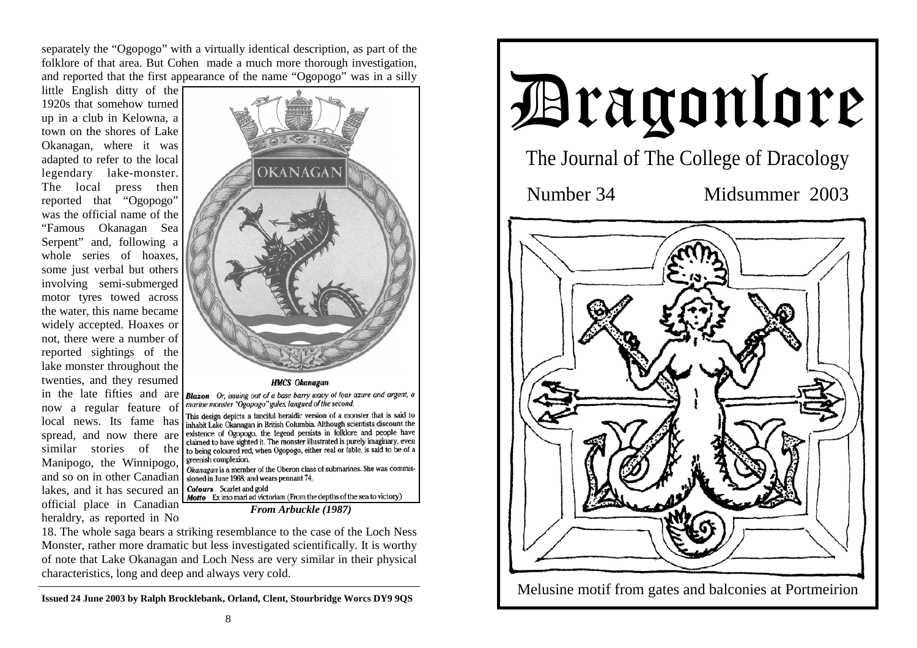separately the "Ogopogo" with a virtually identical description, as part of the folklore of that area. But Cohen made a much more thorough investigation, and reported that the first appearance of the name "Ogopogo" was in a silly little English ditty of the 1920s that somehow turned up in a club in Kelowna, a town on the shores of Lake Okanagan, where it was adapted to refer to the local legendary lake-monster. The local press then reported that "Ogopogo" was the official name of the "Famous Okanagan Sea Serpent" and, following a whole series of hoaxes, some just verbal but others involving semi-submerged motor tyres towed across the water, this name became widely accepted. Hoaxes or not, there were a number of reported sightings of the lake monster throughout the twenties, and they resumed in the late fifties and are now a regular feature of local news. Its fame has spread, and now there are similar stories of the Manipogo, the Winnipogo, and so on in other Canadian lakes, and it has secured an official place in Canadian heraldry, as reported in No 18. The whole saga bears a striking resemblance to the case of the Loch Ness Monster, rather more dramatic but less investigated scientifically. It is worthy of note that Lake Okanagan and Loch Ness are very similar in their physical characteristics, long and deep and always very cold.

OKANAGAN

***HMCS Okanagan***

***Blazon*** *Or, issuing out of a base barry wavy of four azure and argent, a marine monster "Ogopogo" gules, langued of the second.*

This design depicts a fanciful heraldic version of a monster that is said to inhabit Lake Okanagan in British Columbia. Although scientists discount the existence of Ogopogo, the legend persists in folklore and people have claimed to have sighted it. The monster illustrated is purely imaginary, even to being coloured red, when Ogopogo, either real or fable, is said to be of a greenish complexion.

*Okanagan* is a member of the Oberon class of submarines. She was commissioned in June 1968, and wears pennant 74.

***Colours*** Scarlet and gold

***Motto*** Ex imo mari ad victoriam (From the depths of the sea to victory)

***From Arbuckle (1987)***

**Issued 24 June 2003 by Ralph Brocklebank, Orland, Clent, Stourbridge Worcs DY9 9QS**

# Dragonlore

## The Journal of The College of Dracology

Number 34 — Midsummer 2003

Melusine motif from gates and balconies at Portmeirion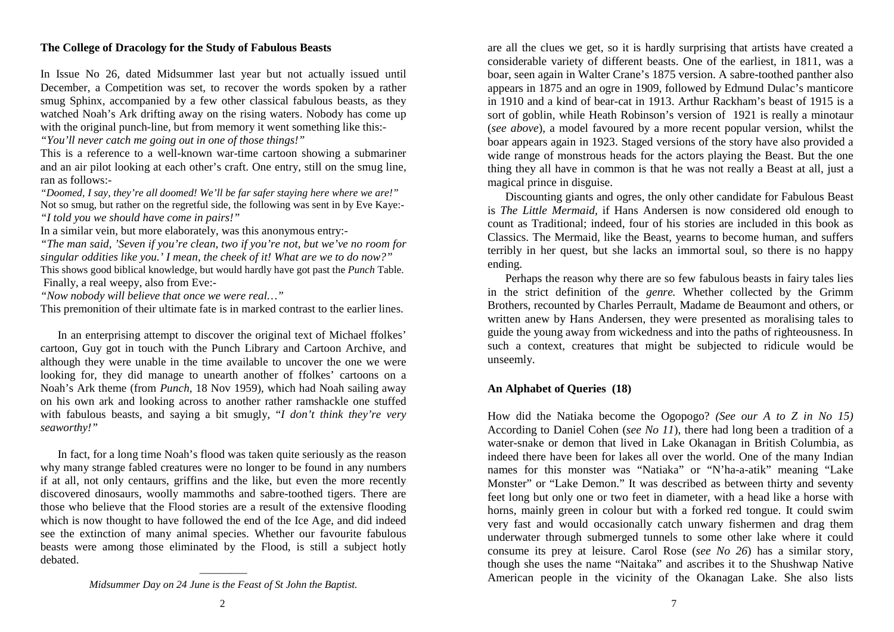### The College of Dracology for the Study of Fabulous Beasts

In Issue No 26, dated Midsummer last year but not actually issued until December, a Competition was set, to recover the words spoken by a rather smug Sphinx, accompanied by a few other classical fabulous beasts, as they watched Noah's Ark drifting away on the rising waters. Nobody has come up with the original punch-line, but from memory it went something like this:-

*"You'll never catch me going out in one of those things!"*

This is a reference to a well-known war-time cartoon showing a submariner and an air pilot looking at each other's craft. One entry, still on the smug line, ran as follows:-

*"Doomed, I say, they're all doomed! We'll be far safer staying here where we are!"*

Not so smug, but rather on the regretful side, the following was sent in by Eve Kaye:-

*"I told you we should have come in pairs!"*

In a similar vein, but more elaborately, was this anonymous entry:-

*"The man said, 'Seven if you're clean, two if you're not, but we've no room for singular oddities like you.' I mean, the cheek of it! What are we to do now?"*

This shows good biblical knowledge, but would hardly have got past the *Punch* Table.

Finally, a real weepy, also from Eve:-

*"Now nobody will believe that once we were real…"*

This premonition of their ultimate fate is in marked contrast to the earlier lines.

In an enterprising attempt to discover the original text of Michael ffolkes' cartoon, Guy got in touch with the Punch Library and Cartoon Archive, and although they were unable in the time available to uncover the one we were looking for, they did manage to unearth another of ffolkes' cartoons on a Noah's Ark theme (from *Punch*, 18 Nov 1959), which had Noah sailing away on his own ark and looking across to another rather ramshackle one stuffed with fabulous beasts, and saying a bit smugly, *"I don't think they're very seaworthy!"*

In fact, for a long time Noah's flood was taken quite seriously as the reason why many strange fabled creatures were no longer to be found in any numbers if at all, not only centaurs, griffins and the like, but even the more recently discovered dinosaurs, woolly mammoths and sabre-toothed tigers. There are those who believe that the Flood stories are a result of the extensive flooding which is now thought to have followed the end of the Ice Age, and did indeed see the extinction of many animal species. Whether our favourite fabulous beasts were among those eliminated by the Flood, is still a subject hotly debated.

---

*Midsummer Day on 24 June is the Feast of St John the Baptist.*

are all the clues we get, so it is hardly surprising that artists have created a considerable variety of different beasts. One of the earliest, in 1811, was a boar, seen again in Walter Crane's 1875 version. A sabre-toothed panther also appears in 1875 and an ogre in 1909, followed by Edmund Dulac's manticore in 1910 and a kind of bear-cat in 1913. Arthur Rackham's beast of 1915 is a sort of goblin, while Heath Robinson's version of 1921 is really a minotaur (*see above*), a model favoured by a more recent popular version, whilst the boar appears again in 1923. Staged versions of the story have also provided a wide range of monstrous heads for the actors playing the Beast. But the one thing they all have in common is that he was not really a Beast at all, just a magical prince in disguise.

Discounting giants and ogres, the only other candidate for Fabulous Beast is *The Little Mermaid*, if Hans Andersen is now considered old enough to count as Traditional; indeed, four of his stories are included in this book as Classics. The Mermaid, like the Beast, yearns to become human, and suffers terribly in her quest, but she lacks an immortal soul, so there is no happy ending.

Perhaps the reason why there are so few fabulous beasts in fairy tales lies in the strict definition of the *genre.* Whether collected by the Grimm Brothers, recounted by Charles Perrault, Madame de Beaumont and others, or written anew by Hans Andersen, they were presented as moralising tales to guide the young away from wickedness and into the paths of righteousness. In such a context, creatures that might be subjected to ridicule would be unseemly.

### An Alphabet of Queries (18)

How did the Natiaka become the Ogopogo? *(See our A to Z in No 15)* According to Daniel Cohen (*see No 11*), there had long been a tradition of a water-snake or demon that lived in Lake Okanagan in British Columbia, as indeed there have been for lakes all over the world. One of the many Indian names for this monster was "Natiaka" or "N'ha-a-atik" meaning "Lake Monster" or "Lake Demon." It was described as between thirty and seventy feet long but only one or two feet in diameter, with a head like a horse with horns, mainly green in colour but with a forked red tongue. It could swim very fast and would occasionally catch unwary fishermen and drag them underwater through submerged tunnels to some other lake where it could consume its prey at leisure. Carol Rose (*see No 26*) has a similar story, though she uses the name "Naitaka" and ascribes it to the Shushwap Native American people in the vicinity of the Okanagan Lake. She also lists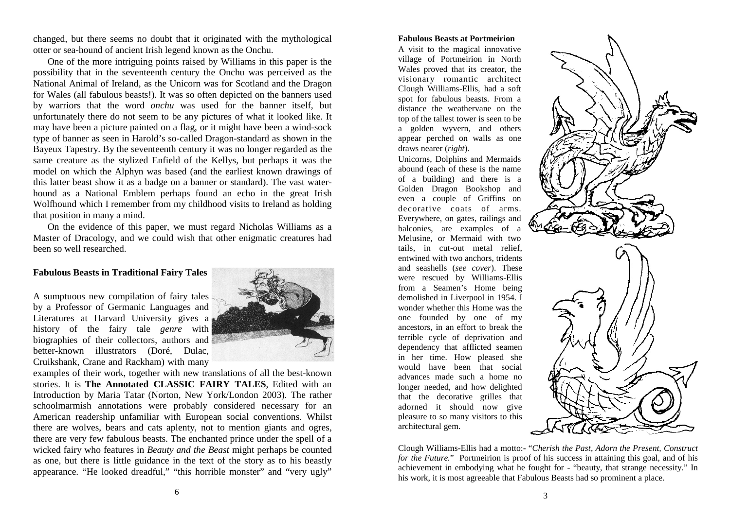changed, but there seems no doubt that it originated with the mythological otter or sea-hound of ancient Irish legend known as the Onchu.

One of the more intriguing points raised by Williams in this paper is the possibility that in the seventeenth century the Onchu was perceived as the National Animal of Ireland, as the Unicorn was for Scotland and the Dragon for Wales (all fabulous beasts!). It was so often depicted on the banners used by warriors that the word *onchu* was used for the banner itself, but unfortunately there do not seem to be any pictures of what it looked like. It may have been a picture painted on a flag, or it might have been a wind-sock type of banner as seen in Harold's so-called Dragon-standard as shown in the Bayeux Tapestry. By the seventeenth century it was no longer regarded as the same creature as the stylized Enfield of the Kellys, but perhaps it was the model on which the Alphyn was based (and the earliest known drawings of this latter beast show it as a badge on a banner or standard). The vast water-hound as a National Emblem perhaps found an echo in the great Irish Wolfhound which I remember from my childhood visits to Ireland as holding that position in many a mind.

On the evidence of this paper, we must regard Nicholas Williams as a Master of Dracology, and we could wish that other enigmatic creatures had been so well researched.

**Fabulous Beasts in Traditional Fairy Tales**

A sumptuous new compilation of fairy tales by a Professor of Germanic Languages and Literatures at Harvard University gives a history of the fairy tale *genre* with biographies of their collectors, authors and better-known illustrators (Doré, Dulac, Cruikshank, Crane and Rackham) with many examples of their work, together with new translations of all the best-known stories. It is **The Annotated CLASSIC FAIRY TALES**, Edited with an Introduction by Maria Tatar (Norton, New York/London 2003). The rather schoolmarmish annotations were probably considered necessary for an American readership unfamiliar with European social conventions. Whilst there are wolves, bears and cats aplenty, not to mention giants and ogres, there are very few fabulous beasts. The enchanted prince under the spell of a wicked fairy who features in *Beauty and the Beast* might perhaps be counted as one, but there is little guidance in the text of the story as to his beastly appearance. "He looked dreadful," "this horrible monster" and "very ugly"

**Fabulous Beasts at Portmeirion**

A visit to the magical innovative village of Portmeirion in North Wales proved that its creator, the visionary romantic architect Clough Williams-Ellis, had a soft spot for fabulous beasts. From a distance the weathervane on the top of the tallest tower is seen to be a golden wyvern, and others appear perched on walls as one draws nearer (*right*).

Unicorns, Dolphins and Mermaids abound (each of these is the name of a building) and there is a Golden Dragon Bookshop and even a couple of Griffins on decorative coats of arms. Everywhere, on gates, railings and balconies, are examples of a Melusine, or Mermaid with two tails, in cut-out metal relief, entwined with two anchors, tridents and seashells (*see cover*). These were rescued by Williams-Ellis from a Seamen's Home being demolished in Liverpool in 1954. I wonder whether this Home was the one founded by one of my ancestors, in an effort to break the terrible cycle of deprivation and dependency that afflicted seamen in her time. How pleased she would have been that social advances made such a home no longer needed, and how delighted that the decorative grilles that adorned it should now give pleasure to so many visitors to this architectural gem.

Clough Williams-Ellis had a motto:- "*Cherish the Past, Adorn the Present, Construct for the Future.*" Portmeirion is proof of his success in attaining this goal, and of his achievement in embodying what he fought for - "beauty, that strange necessity." In his work, it is most agreeable that Fabulous Beasts had so prominent a place.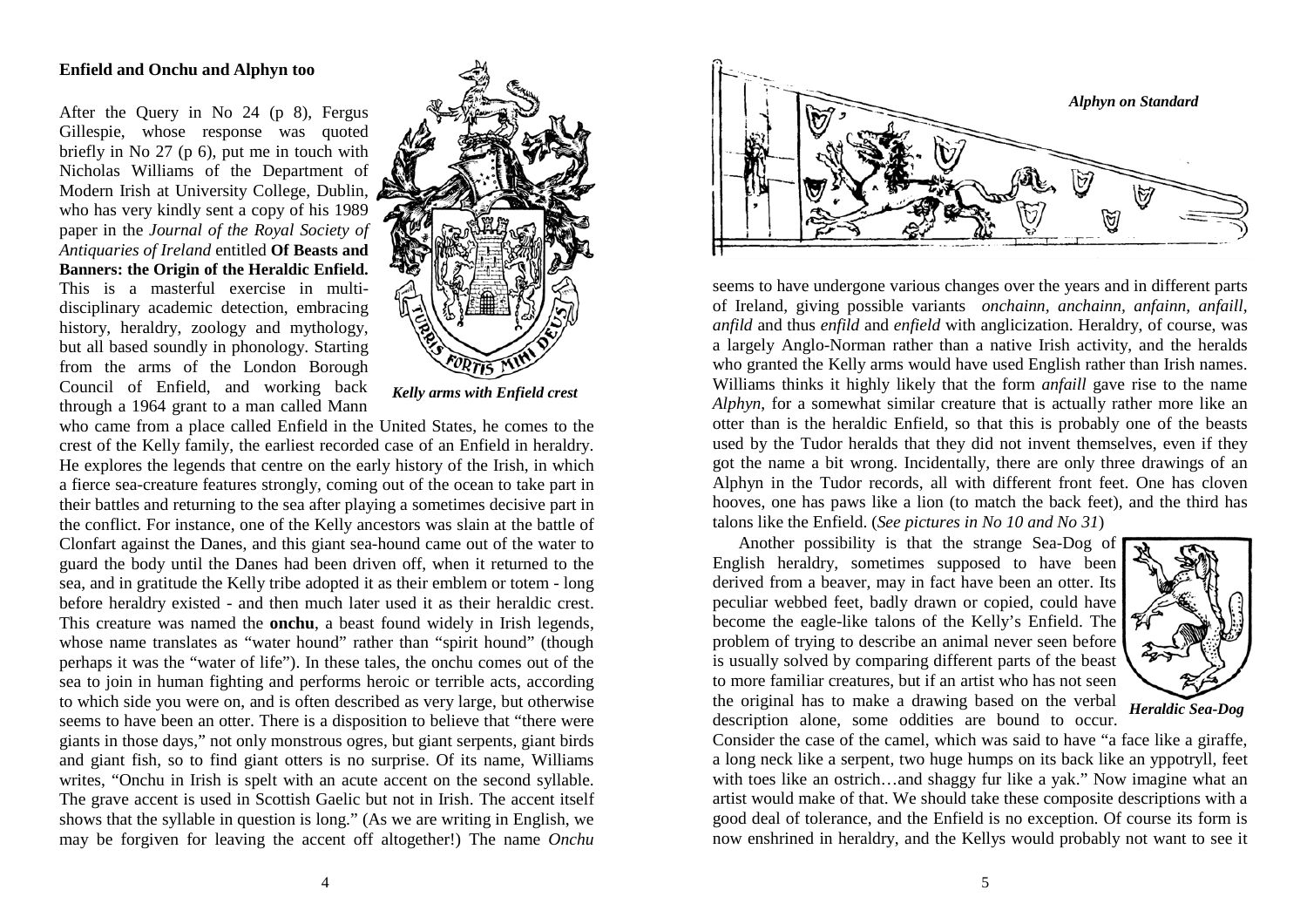**Enfield and Onchu and Alphyn too**

After the Query in No 24 (p 8), Fergus Gillespie, whose response was quoted briefly in No 27 (p 6), put me in touch with Nicholas Williams of the Department of Modern Irish at University College, Dublin, who has very kindly sent a copy of his 1989 paper in the *Journal of the Royal Society of Antiquaries of Ireland* entitled **Of Beasts and Banners: the Origin of the Heraldic Enfield.** This is a masterful exercise in multi-disciplinary academic detection, embracing history, heraldry, zoology and mythology, but all based soundly in phonology. Starting from the arms of the London Borough Council of Enfield, and working back through a 1964 grant to a man called Mann who came from a place called Enfield in the United States, he comes to the crest of the Kelly family, the earliest recorded case of an Enfield in heraldry. He explores the legends that centre on the early history of the Irish, in which a fierce sea-creature features strongly, coming out of the ocean to take part in their battles and returning to the sea after playing a sometimes decisive part in the conflict. For instance, one of the Kelly ancestors was slain at the battle of Clonfart against the Danes, and this giant sea-hound came out of the water to guard the body until the Danes had been driven off, when it returned to the sea, and in gratitude the Kelly tribe adopted it as their emblem or totem - long before heraldry existed - and then much later used it as their heraldic crest. This creature was named the **onchu**, a beast found widely in Irish legends, whose name translates as "water hound" rather than "spirit hound" (though perhaps it was the "water of life"). In these tales, the onchu comes out of the sea to join in human fighting and performs heroic or terrible acts, according to which side you were on, and is often described as very large, but otherwise seems to have been an otter. There is a disposition to believe that "there were giants in those days," not only monstrous ogres, but giant serpents, giant birds and giant fish, so to find giant otters is no surprise. Of its name, Williams writes, "Onchu in Irish is spelt with an acute accent on the second syllable. The grave accent is used in Scottish Gaelic but not in Irish. The accent itself shows that the syllable in question is long." (As we are writing in English, we may be forgiven for leaving the accent off altogether!) The name *Onchu*

*Kelly arms with Enfield crest*

*Alphyn on Standard*

seems to have undergone various changes over the years and in different parts of Ireland, giving possible variants *onchainn, anchainn, anfainn, anfaill, anfild* and thus *enfild* and *enfield* with anglicization. Heraldry, of course, was a largely Anglo-Norman rather than a native Irish activity, and the heralds who granted the Kelly arms would have used English rather than Irish names. Williams thinks it highly likely that the form *anfaill* gave rise to the name *Alphyn*, for a somewhat similar creature that is actually rather more like an otter than is the heraldic Enfield, so that this is probably one of the beasts used by the Tudor heralds that they did not invent themselves, even if they got the name a bit wrong. Incidentally, there are only three drawings of an Alphyn in the Tudor records, all with different front feet. One has cloven hooves, one has paws like a lion (to match the back feet), and the third has talons like the Enfield. (*See pictures in No 10 and No 31*)

Another possibility is that the strange Sea-Dog of English heraldry, sometimes supposed to have been derived from a beaver, may in fact have been an otter. Its peculiar webbed feet, badly drawn or copied, could have become the eagle-like talons of the Kelly's Enfield. The problem of trying to describe an animal never seen before is usually solved by comparing different parts of the beast to more familiar creatures, but if an artist who has not seen the original has to make a drawing based on the verbal description alone, some oddities are bound to occur. Consider the case of the camel, which was said to have "a face like a giraffe, a long neck like a serpent, two huge humps on its back like an yppotryll, feet with toes like an ostrich…and shaggy fur like a yak." Now imagine what an artist would make of that. We should take these composite descriptions with a good deal of tolerance, and the Enfield is no exception. Of course its form is now enshrined in heraldry, and the Kellys would probably not want to see it

*Heraldic Sea-Dog*